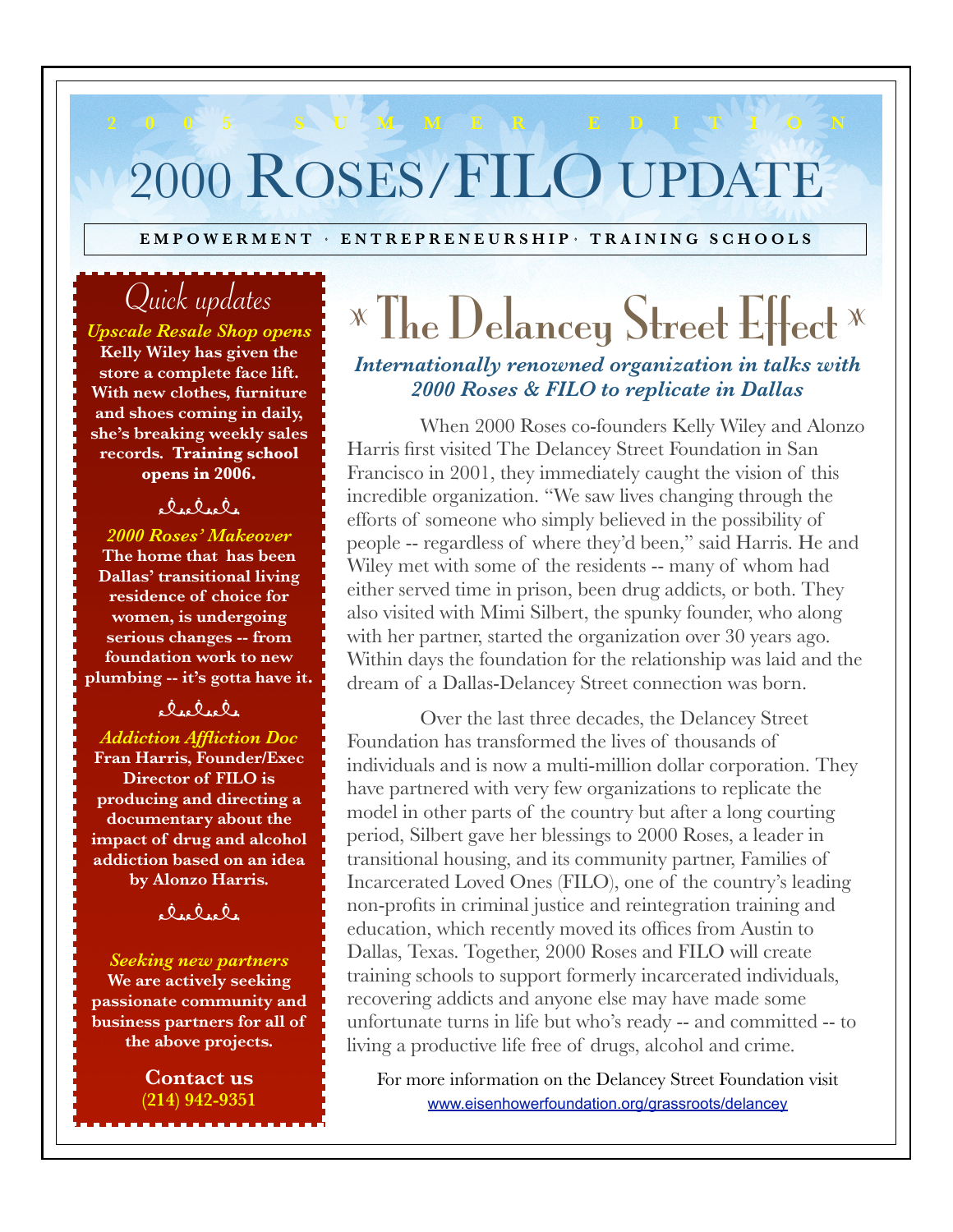2005 SUMMER EDITION

# 2000 ROSES/FILO UPDATE

**EMPOWERMENT · ENTREPRENEURSHIP · TRAINING SCHOOLS**

## Quick updates

***Upscale Resale Shop opens***
**Kelly Wiley has given the store a complete face lift. With new clothes, furniture and shoes coming in daily, she's breaking weekly sales records. Training school opens in 2006.**

***2000 Roses' Makeover***
**The home that has been Dallas' transitional living residence of choice for women, is undergoing serious changes -- from foundation work to new plumbing -- it's gotta have it.**

***Addiction Affliction Doc***
**Fran Harris, Founder/Exec Director of FILO is producing and directing a documentary about the impact of drug and alcohol addiction based on an idea by Alonzo Harris.**

***Seeking new partners***
**We are actively seeking passionate community and business partners for all of the above projects.**

**Contact us**
**(214) 942-9351**

## The Delancey Street Effect

***Internationally renowned organization in talks with 2000 Roses & FILO to replicate in Dallas***

When 2000 Roses co-founders Kelly Wiley and Alonzo Harris first visited The Delancey Street Foundation in San Francisco in 2001, they immediately caught the vision of this incredible organization. "We saw lives changing through the efforts of someone who simply believed in the possibility of people -- regardless of where they'd been," said Harris. He and Wiley met with some of the residents -- many of whom had either served time in prison, been drug addicts, or both. They also visited with Mimi Silbert, the spunky founder, who along with her partner, started the organization over 30 years ago. Within days the foundation for the relationship was laid and the dream of a Dallas-Delancey Street connection was born.

Over the last three decades, the Delancey Street Foundation has transformed the lives of thousands of individuals and is now a multi-million dollar corporation. They have partnered with very few organizations to replicate the model in other parts of the country but after a long courting period, Silbert gave her blessings to 2000 Roses, a leader in transitional housing, and its community partner, Families of Incarcerated Loved Ones (FILO), one of the country's leading non-profits in criminal justice and reintegration training and education, which recently moved its offices from Austin to Dallas, Texas. Together, 2000 Roses and FILO will create training schools to support formerly incarcerated individuals, recovering addicts and anyone else may have made some unfortunate turns in life but who's ready -- and committed -- to living a productive life free of drugs, alcohol and crime.

For more information on the Delancey Street Foundation visit www.eisenhowerfoundation.org/grassroots/delancey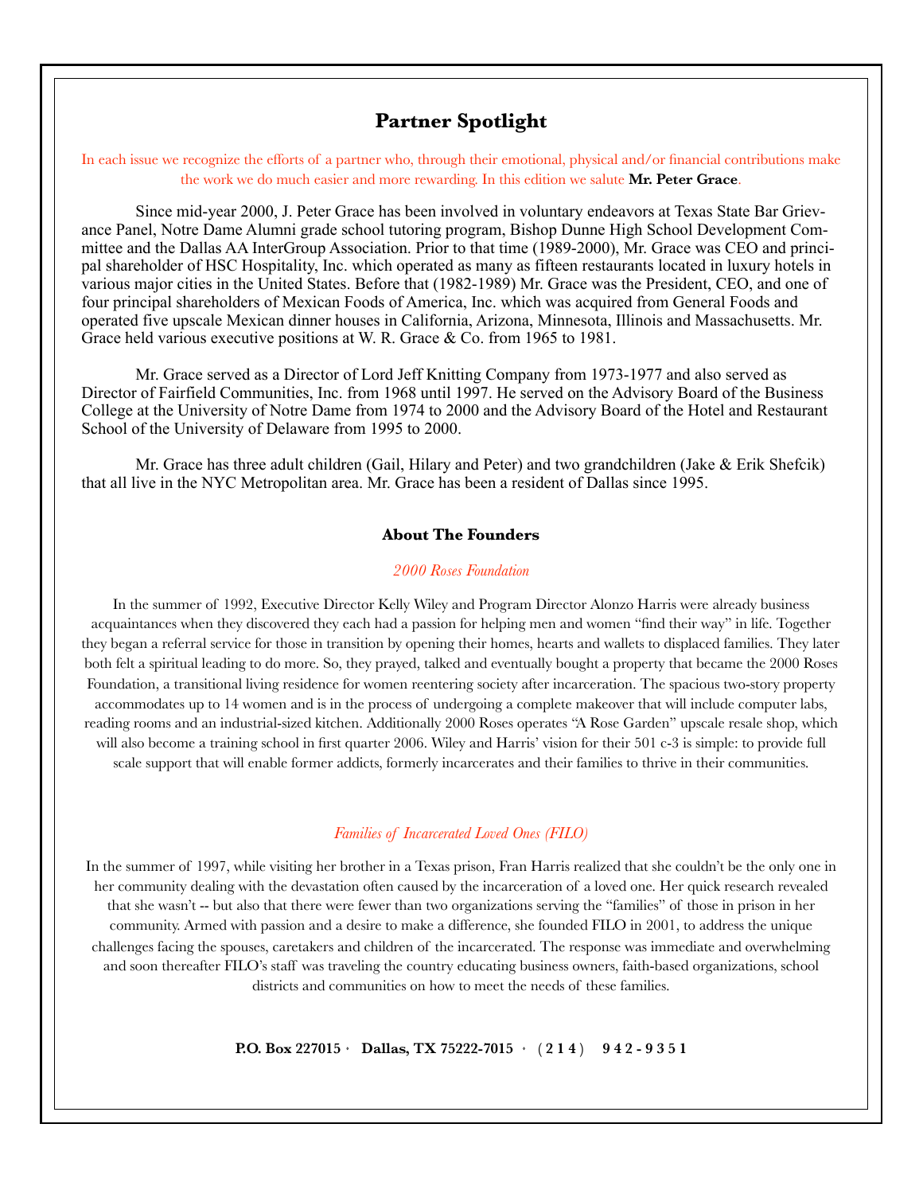## Partner Spotlight

In each issue we recognize the efforts of a partner who, through their emotional, physical and/or financial contributions make the work we do much easier and more rewarding. In this edition we salute **Mr. Peter Grace**.

Since mid-year 2000, J. Peter Grace has been involved in voluntary endeavors at Texas State Bar Grievance Panel, Notre Dame Alumni grade school tutoring program, Bishop Dunne High School Development Committee and the Dallas AA InterGroup Association. Prior to that time (1989-2000), Mr. Grace was CEO and principal shareholder of HSC Hospitality, Inc. which operated as many as fifteen restaurants located in luxury hotels in various major cities in the United States. Before that (1982-1989) Mr. Grace was the President, CEO, and one of four principal shareholders of Mexican Foods of America, Inc. which was acquired from General Foods and operated five upscale Mexican dinner houses in California, Arizona, Minnesota, Illinois and Massachusetts. Mr. Grace held various executive positions at W. R. Grace & Co. from 1965 to 1981.

Mr. Grace served as a Director of Lord Jeff Knitting Company from 1973-1977 and also served as Director of Fairfield Communities, Inc. from 1968 until 1997. He served on the Advisory Board of the Business College at the University of Notre Dame from 1974 to 2000 and the Advisory Board of the Hotel and Restaurant School of the University of Delaware from 1995 to 2000.

Mr. Grace has three adult children (Gail, Hilary and Peter) and two grandchildren (Jake & Erik Shefcik) that all live in the NYC Metropolitan area. Mr. Grace has been a resident of Dallas since 1995.

### About The Founders

*2000 Roses Foundation*

In the summer of 1992, Executive Director Kelly Wiley and Program Director Alonzo Harris were already business acquaintances when they discovered they each had a passion for helping men and women "find their way" in life. Together they began a referral service for those in transition by opening their homes, hearts and wallets to displaced families. They later both felt a spiritual leading to do more. So, they prayed, talked and eventually bought a property that became the 2000 Roses Foundation, a transitional living residence for women reentering society after incarceration. The spacious two-story property accommodates up to 14 women and is in the process of undergoing a complete makeover that will include computer labs, reading rooms and an industrial-sized kitchen. Additionally 2000 Roses operates "A Rose Garden" upscale resale shop, which will also become a training school in first quarter 2006. Wiley and Harris' vision for their 501 c-3 is simple: to provide full scale support that will enable former addicts, formerly incarcerates and their families to thrive in their communities.

*Families of Incarcerated Loved Ones (FILO)*

In the summer of 1997, while visiting her brother in a Texas prison, Fran Harris realized that she couldn't be the only one in her community dealing with the devastation often caused by the incarceration of a loved one. Her quick research revealed that she wasn't -- but also that there were fewer than two organizations serving the "families" of those in prison in her community. Armed with passion and a desire to make a difference, she founded FILO in 2001, to address the unique challenges facing the spouses, caretakers and children of the incarcerated. The response was immediate and overwhelming and soon thereafter FILO's staff was traveling the country educating business owners, faith-based organizations, school districts and communities on how to meet the needs of these families.

**P.O. Box 227015 • Dallas, TX 75222-7015 • (214) 942-9351**